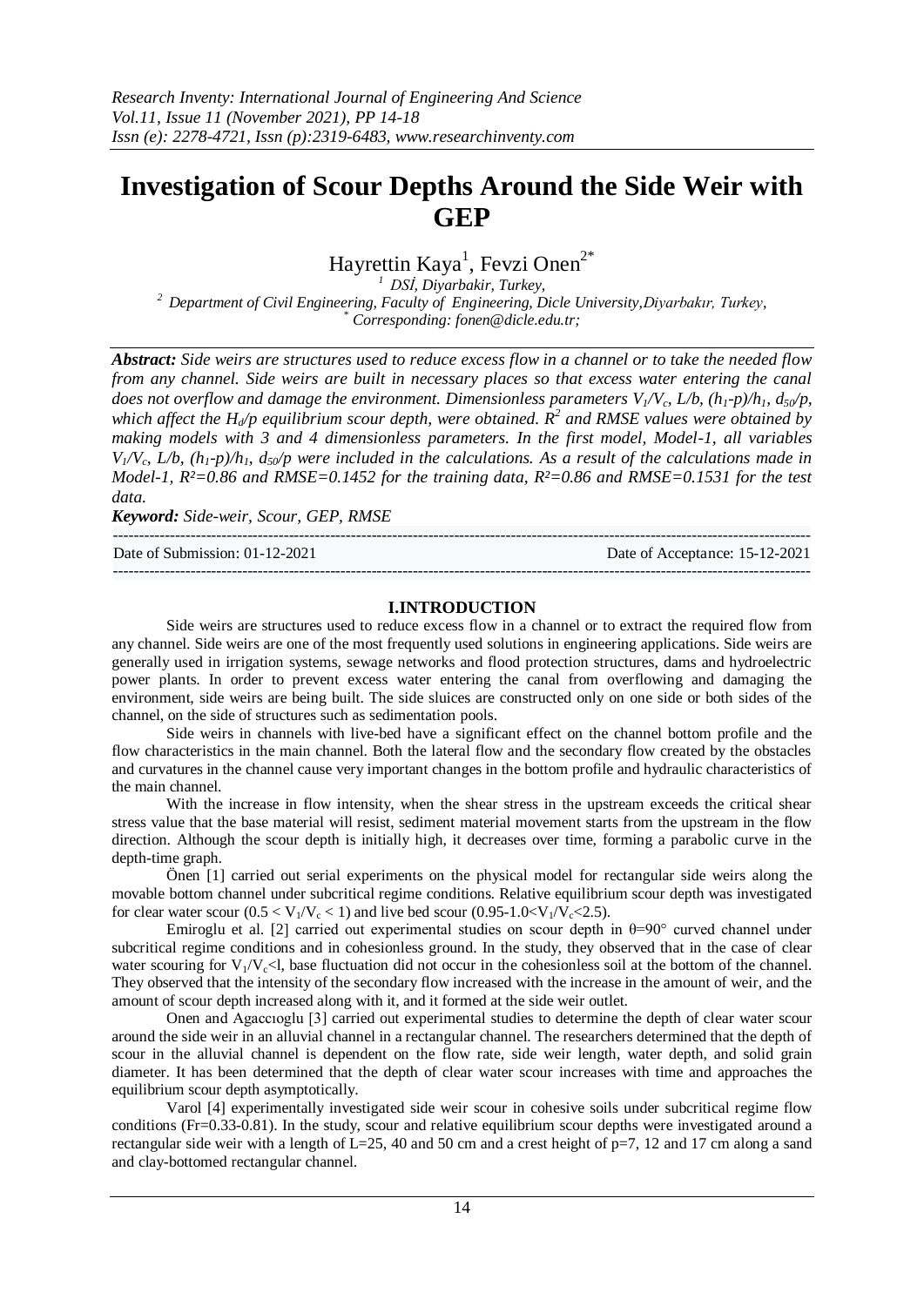# Investigation of Scour Depths Around the Side Weir with GEP

Hayrettin Kaya[1], Fevzi Onen[2*]

[1] DSİ, Diyarbakir, Turkey,

[2] Department of Civil Engineering, Faculty of Engineering, Dicle University,Diyarbakır, Turkey,

[*] Corresponding: fonen@dicle.edu.tr;

***Abstract:*** *Side weirs are structures used to reduce excess flow in a channel or to take the needed flow from any channel. Side weirs are built in necessary places so that excess water entering the canal does not overflow and damage the environment. Dimensionless parameters $V_1/V_c$, $L/b$, $(h_1-p)/h_1$, $d_{50}/p$, which affect the $H_d/p$ equilibrium scour depth, were obtained. $R^2$ and RMSE values were obtained by making models with 3 and 4 dimensionless parameters. In the first model, Model-1, all variables $V_1/V_c$, $L/b$, $(h_1-p)/h_1$, $d_{50}/p$ were included in the calculations. As a result of the calculations made in Model-1, $R^2=0.86$ and RMSE=0.1452 for the training data, $R^2=0.86$ and RMSE=0.1531 for the test data.*

***Keyword:*** *Side-weir, Scour, GEP, RMSE*

Date of Submission: 01-12-2021 Date of Acceptance: 15-12-2021

## I.INTRODUCTION

Side weirs are structures used to reduce excess flow in a channel or to extract the required flow from any channel. Side weirs are one of the most frequently used solutions in engineering applications. Side weirs are generally used in irrigation systems, sewage networks and flood protection structures, dams and hydroelectric power plants. In order to prevent excess water entering the canal from overflowing and damaging the environment, side weirs are being built. The side sluices are constructed only on one side or both sides of the channel, on the side of structures such as sedimentation pools.

Side weirs in channels with live-bed have a significant effect on the channel bottom profile and the flow characteristics in the main channel. Both the lateral flow and the secondary flow created by the obstacles and curvatures in the channel cause very important changes in the bottom profile and hydraulic characteristics of the main channel.

With the increase in flow intensity, when the shear stress in the upstream exceeds the critical shear stress value that the base material will resist, sediment material movement starts from the upstream in the flow direction. Although the scour depth is initially high, it decreases over time, forming a parabolic curve in the depth-time graph.

Önen [1] carried out serial experiments on the physical model for rectangular side weirs along the movable bottom channel under subcritical regime conditions. Relative equilibrium scour depth was investigated for clear water scour ($0.5 < V_1/V_c < 1$) and live bed scour ($0.95\text{-}1.0<V_1/V_c<2.5$).

Emiroglu et al. [2] carried out experimental studies on scour depth in θ=90° curved channel under subcritical regime conditions and in cohesionless ground. In the study, they observed that in the case of clear water scouring for $V_1/V_c<1$, base fluctuation did not occur in the cohesionless soil at the bottom of the channel. They observed that the intensity of the secondary flow increased with the increase in the amount of weir, and the amount of scour depth increased along with it, and it formed at the side weir outlet.

Onen and Agaccıoglu [3] carried out experimental studies to determine the depth of clear water scour around the side weir in an alluvial channel in a rectangular channel. The researchers determined that the depth of scour in the alluvial channel is dependent on the flow rate, side weir length, water depth, and solid grain diameter. It has been determined that the depth of clear water scour increases with time and approaches the equilibrium scour depth asymptotically.

Varol [4] experimentally investigated side weir scour in cohesive soils under subcritical regime flow conditions (Fr=0.33-0.81). In the study, scour and relative equilibrium scour depths were investigated around a rectangular side weir with a length of L=25, 40 and 50 cm and a crest height of p=7, 12 and 17 cm along a sand and clay-bottomed rectangular channel.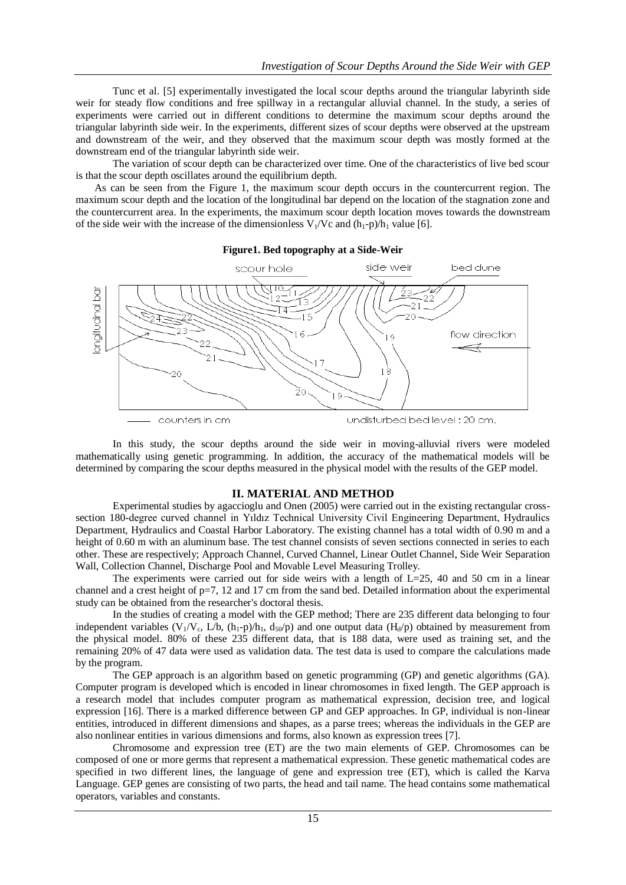Tunc et al. [5] experimentally investigated the local scour depths around the triangular labyrinth side weir for steady flow conditions and free spillway in a rectangular alluvial channel. In the study, a series of experiments were carried out in different conditions to determine the maximum scour depths around the triangular labyrinth side weir. In the experiments, different sizes of scour depths were observed at the upstream and downstream of the weir, and they observed that the maximum scour depth was mostly formed at the downstream end of the triangular labyrinth side weir.

The variation of scour depth can be characterized over time. One of the characteristics of live bed scour is that the scour depth oscillates around the equilibrium depth.

As can be seen from the Figure 1, the maximum scour depth occurs in the countercurrent region. The maximum scour depth and the location of the longitudinal bar depend on the location of the stagnation zone and the countercurrent area. In the experiments, the maximum scour depth location moves towards the downstream of the side weir with the increase of the dimensionless $V_1/Vc$ and $(h_1-p)/h_1$ value [6].

**Figure1. Bed topography at a Side-Weir**

In this study, the scour depths around the side weir in moving-alluvial rivers were modeled mathematically using genetic programming. In addition, the accuracy of the mathematical models will be determined by comparing the scour depths measured in the physical model with the results of the GEP model.

## II. MATERIAL AND METHOD

Experimental studies by agaccioglu and Onen (2005) were carried out in the existing rectangular cross-section 180-degree curved channel in Yıldız Technical University Civil Engineering Department, Hydraulics Department, Hydraulics and Coastal Harbor Laboratory. The existing channel has a total width of 0.90 m and a height of 0.60 m with an aluminum base. The test channel consists of seven sections connected in series to each other. These are respectively; Approach Channel, Curved Channel, Linear Outlet Channel, Side Weir Separation Wall, Collection Channel, Discharge Pool and Movable Level Measuring Trolley.

The experiments were carried out for side weirs with a length of L=25, 40 and 50 cm in a linear channel and a crest height of p=7, 12 and 17 cm from the sand bed. Detailed information about the experimental study can be obtained from the researcher's doctoral thesis.

In the studies of creating a model with the GEP method; There are 235 different data belonging to four independent variables ($V_1/V_c$, $L/b$, $(h_1-p)/h_1$, $d_{50}/p$) and one output data ($H_d/p$) obtained by measurement from the physical model. 80% of these 235 different data, that is 188 data, were used as training set, and the remaining 20% of 47 data were used as validation data. The test data is used to compare the calculations made by the program.

The GEP approach is an algorithm based on genetic programming (GP) and genetic algorithms (GA). Computer program is developed which is encoded in linear chromosomes in fixed length. The GEP approach is a research model that includes computer program as mathematical expression, decision tree, and logical expression [16]. There is a marked difference between GP and GEP approaches. In GP, individual is non-linear entities, introduced in different dimensions and shapes, as a parse trees; whereas the individuals in the GEP are also nonlinear entities in various dimensions and forms, also known as expression trees [7].

Chromosome and expression tree (ET) are the two main elements of GEP. Chromosomes can be composed of one or more germs that represent a mathematical expression. These genetic mathematical codes are specified in two different lines, the language of gene and expression tree (ET), which is called the Karva Language. GEP genes are consisting of two parts, the head and tail name. The head contains some mathematical operators, variables and constants.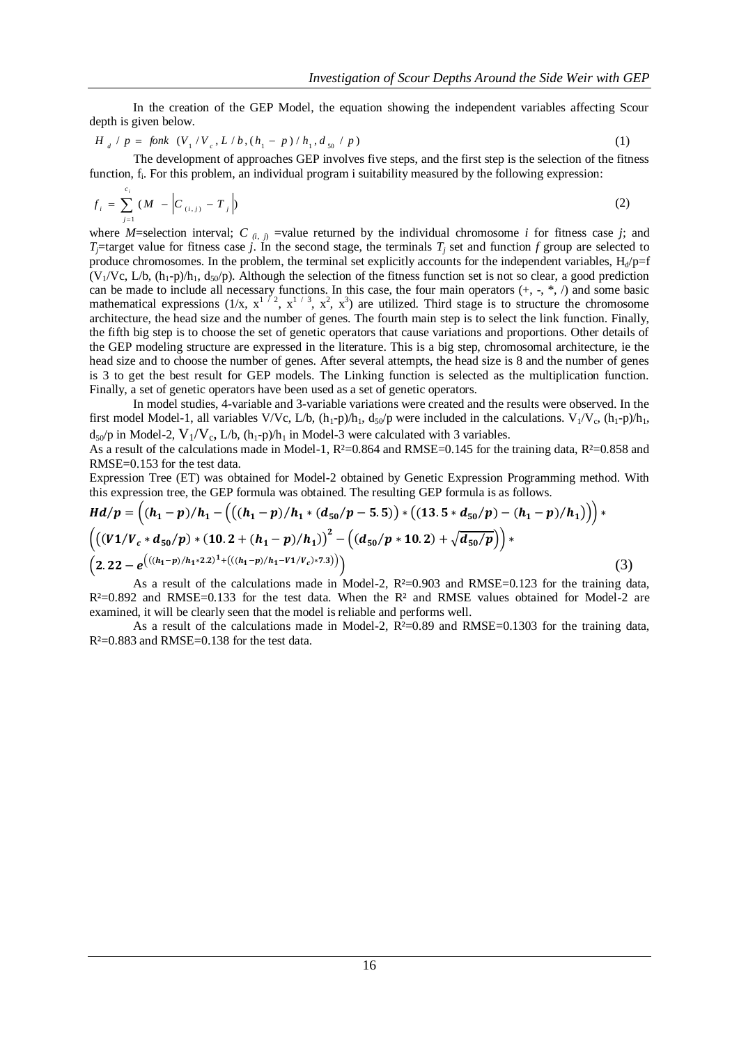In the creation of the GEP Model, the equation showing the independent variables affecting Scour depth is given below.

$$H_d / p = fonk \ (V_1 / V_c, L / b, (h_1 - p) / h_1, d_{50} / p) \tag{1}$$

The development of approaches GEP involves five steps, and the first step is the selection of the fitness function, $f_i$. For this problem, an individual program i suitability measured by the following expression:

$$f_i = \sum_{j=1}^{c_i} (M - |C_{(i,j)} - T_j|) \tag{2}$$

where $M$=selection interval; $C_{(i,j)}$ =value returned by the individual chromosome $i$ for fitness case $j$; and $T_j$=target value for fitness case $j$. In the second stage, the terminals $T_j$ set and function $f$ group are selected to produce chromosomes. In the problem, the terminal set explicitly accounts for the independent variables, $H_d/p$=f $(V_1/Vc$, L/b, $(h_1-p)/h_1$, $d_{50}/p)$. Although the selection of the fitness function set is not so clear, a good prediction can be made to include all necessary functions. In this case, the four main operators (+, -, *, /) and some basic mathematical expressions ($1/x$, $x^{1/2}$, $x^{1/3}$, $x^2$, $x^3$) are utilized. Third stage is to structure the chromosome architecture, the head size and the number of genes. The fourth main step is to select the link function. Finally, the fifth big step is to choose the set of genetic operators that cause variations and proportions. Other details of the GEP modeling structure are expressed in the literature. This is a big step, chromosomal architecture, ie the head size and to choose the number of genes. After several attempts, the head size is 8 and the number of genes is 3 to get the best result for GEP models. The Linking function is selected as the multiplication function. Finally, a set of genetic operators have been used as a set of genetic operators.

In model studies, 4-variable and 3-variable variations were created and the results were observed. In the first model Model-1, all variables V/Vc, L/b, $(h_1-p)/h_1$, $d_{50}/p$ were included in the calculations. $V_1/V_c$, $(h_1-p)/h_1$, $d_{50}/p$ in Model-2, $V_1/V_c$, L/b, $(h_1-p)/h_1$ in Model-3 were calculated with 3 variables.

As a result of the calculations made in Model-1, $R^2$=0.864 and RMSE=0.145 for the training data, $R^2$=0.858 and RMSE=0.153 for the test data.

Expression Tree (ET) was obtained for Model-2 obtained by Genetic Expression Programming method. With this expression tree, the GEP formula was obtained. The resulting GEP formula is as follows.

$$\boldsymbol{Hd/p = \Big((h_1 - p)/h_1 - \Big(\big((h_1 - p)/h_1 * (d_{50}/p - 5.5)\big) * \big((13.5 * d_{50}/p) - (h_1 - p)/h_1\big)\Big)\Big) * \Big(\big((V1/V_c * d_{50}/p) * (10.2 + (h_1 - p)/h_1)\big)^2 - \Big((d_{50}/p * 10.2) + \sqrt{d_{50}/p}\Big)\Big) * \Big(2.22 - e^{\left(((h_1-p)/h_1 * 2.2)^1 + \left(((h_1-p)/h_1 - V1/V_c) * 7.3\right)\right)}\Big)} \tag{3}$$

As a result of the calculations made in Model-2, $R^2$=0.903 and RMSE=0.123 for the training data, $R^2$=0.892 and RMSE=0.133 for the test data. When the $R^2$ and RMSE values obtained for Model-2 are examined, it will be clearly seen that the model is reliable and performs well.

As a result of the calculations made in Model-2, $R^2$=0.89 and RMSE=0.1303 for the training data, $R^2$=0.883 and RMSE=0.138 for the test data.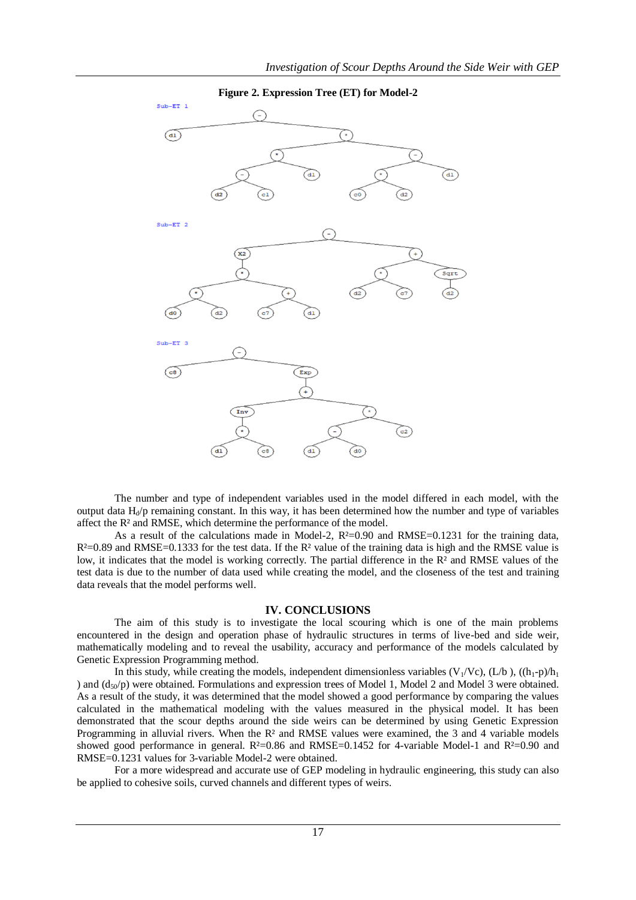**Figure 2. Expression Tree (ET) for Model-2**

The number and type of independent variables used in the model differed in each model, with the output data $H_d/p$ remaining constant. In this way, it has been determined how the number and type of variables affect the $R^2$ and RMSE, which determine the performance of the model.

As a result of the calculations made in Model-2, $R^2=0.90$ and RMSE=0.1231 for the training data, $R^2=0.89$ and RMSE=0.1333 for the test data. If the $R^2$ value of the training data is high and the RMSE value is low, it indicates that the model is working correctly. The partial difference in the $R^2$ and RMSE values of the test data is due to the number of data used while creating the model, and the closeness of the test and training data reveals that the model performs well.

## IV. CONCLUSIONS

The aim of this study is to investigate the local scouring which is one of the main problems encountered in the design and operation phase of hydraulic structures in terms of live-bed and side weir, mathematically modeling and to reveal the usability, accuracy and performance of the models calculated by Genetic Expression Programming method.

In this study, while creating the models, independent dimensionless variables ($V_1/Vc$), ($L/b$), ($(h_1-p)/h_1$) and ($d_{50}/p$) were obtained. Formulations and expression trees of Model 1, Model 2 and Model 3 were obtained. As a result of the study, it was determined that the model showed a good performance by comparing the values calculated in the mathematical modeling with the values measured in the physical model. It has been demonstrated that the scour depths around the side weirs can be determined by using Genetic Expression Programming in alluvial rivers. When the $R^2$ and RMSE values were examined, the 3 and 4 variable models showed good performance in general. $R^2=0.86$ and RMSE=0.1452 for 4-variable Model-1 and $R^2=0.90$ and RMSE=0.1231 values for 3-variable Model-2 were obtained.

For a more widespread and accurate use of GEP modeling in hydraulic engineering, this study can also be applied to cohesive soils, curved channels and different types of weirs.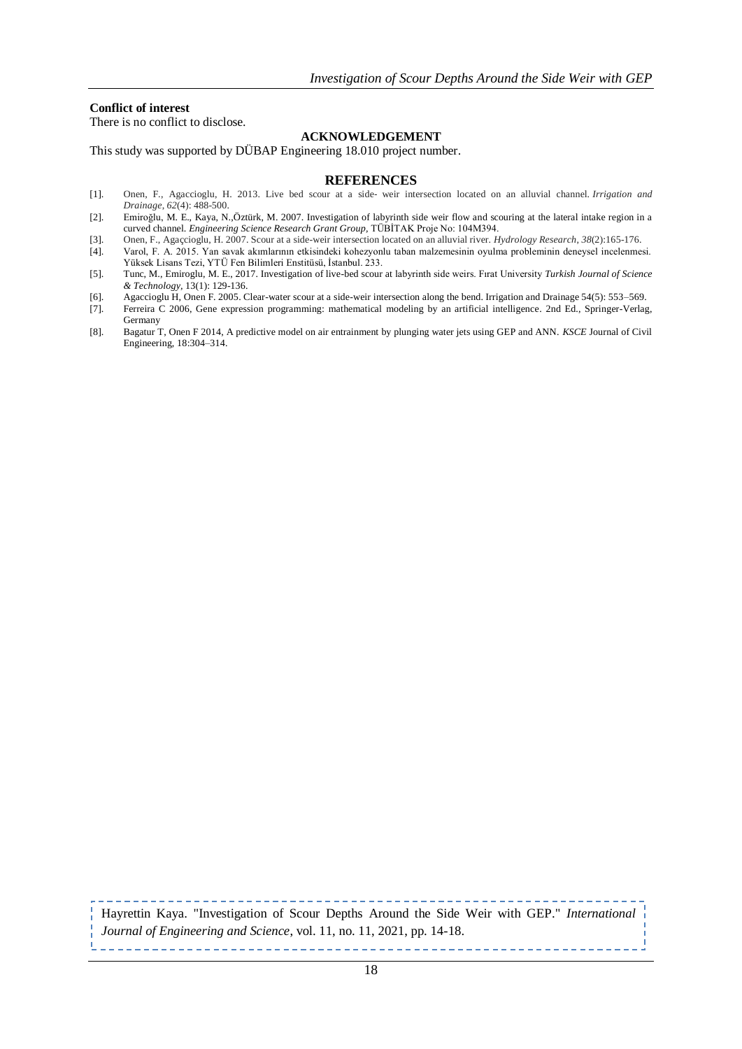**Conflict of interest**

There is no conflict to disclose.

## ACKNOWLEDGEMENT

This study was supported by DÜBAP Engineering 18.010 project number.

## REFERENCES

[1]. Onen, F., Agaccioglu, H. 2013. Live bed scour at a side- weir intersection located on an alluvial channel. *Irrigation and Drainage*, *62*(4): 488-500.

[2]. Emiroğlu, M. E., Kaya, N.,Öztürk, M. 2007. Investigation of labyrinth side weir flow and scouring at the lateral intake region in a curved channel. *Engineering Science Research Grant Group*, TÜBİTAK Proje No: 104M394.

[3]. Onen, F., Agaçcioglu, H. 2007. Scour at a side-weir intersection located on an alluvial river. *Hydrology Research*, *38*(2):165-176.

[4]. Varol, F. A. 2015. Yan savak akımlarının etkisindeki kohezyonlu taban malzemesinin oyulma probleminin deneysel incelenmesi. Yüksek Lisans Tezi, YTÜ Fen Bilimleri Enstitüsü, İstanbul. 233.

[5]. Tunc, M., Emiroglu, M. E., 2017. Investigation of live-bed scour at labyrinth side weirs. Fırat University *Turkish Journal of Science & Technology*, 13(1): 129-136.

[6]. Agaccioglu H, Onen F. 2005. Clear-water scour at a side-weir intersection along the bend. Irrigation and Drainage 54(5): 553–569.

[7]. Ferreira C 2006, Gene expression programming: mathematical modeling by an artificial intelligence. 2nd Ed., Springer-Verlag, Germany

[8]. Bagatur T, Onen F 2014, A predictive model on air entrainment by plunging water jets using GEP and ANN. *KSCE* Journal of Civil Engineering, 18:304–314.

Hayrettin Kaya. "Investigation of Scour Depths Around the Side Weir with GEP." *International Journal of Engineering and Science*, vol. 11, no. 11, 2021, pp. 14-18.